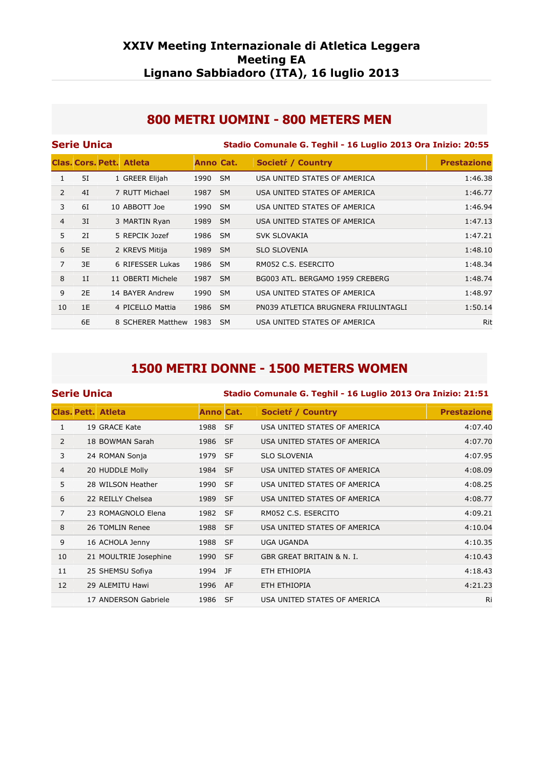# XXIV Meeting Internazionale di Atletica Leggera
# Meeting EA
# Lignano Sabbiadoro (ITA), 16 luglio 2013

## 800 METRI UOMINI - 800 METERS MEN

**Serie Unica** — **Stadio Comunale G. Teghil - 16 Luglio 2013 Ora Inizio: 20:55**

| Clas. | Cors. | Pett. | Atleta | Anno | Cat. | Societŕ / Country | Prestazione |
|---|---|---|---|---|---|---|---|
| 1 | 5I | 1 | GREER Elijah | 1990 | SM | USA UNITED STATES OF AMERICA | 1:46.38 |
| 2 | 4I | 7 | RUTT Michael | 1987 | SM | USA UNITED STATES OF AMERICA | 1:46.77 |
| 3 | 6I | 10 | ABBOTT Joe | 1990 | SM | USA UNITED STATES OF AMERICA | 1:46.94 |
| 4 | 3I | 3 | MARTIN Ryan | 1989 | SM | USA UNITED STATES OF AMERICA | 1:47.13 |
| 5 | 2I | 5 | REPCIK Jozef | 1986 | SM | SVK SLOVAKIA | 1:47.21 |
| 6 | 5E | 2 | KREVS Mitija | 1989 | SM | SLO SLOVENIA | 1:48.10 |
| 7 | 3E | 6 | RIFESSER Lukas | 1986 | SM | RM052 C.S. ESERCITO | 1:48.34 |
| 8 | 1I | 11 | OBERTI Michele | 1987 | SM | BG003 ATL. BERGAMO 1959 CREBERG | 1:48.74 |
| 9 | 2E | 14 | BAYER Andrew | 1990 | SM | USA UNITED STATES OF AMERICA | 1:48.97 |
| 10 | 1E | 4 | PICELLO Mattia | 1986 | SM | PN039 ATLETICA BRUGNERA FRIULINTAGLI | 1:50.14 |
| | 6E | 8 | SCHERER Matthew | 1983 | SM | USA UNITED STATES OF AMERICA | Rit |

## 1500 METRI DONNE - 1500 METERS WOMEN

**Serie Unica** — **Stadio Comunale G. Teghil - 16 Luglio 2013 Ora Inizio: 21:51**

| Clas. | Pett. | Atleta | Anno | Cat. | Societŕ / Country | Prestazione |
|---|---|---|---|---|---|---|
| 1 | 19 | GRACE Kate | 1988 | SF | USA UNITED STATES OF AMERICA | 4:07.40 |
| 2 | 18 | BOWMAN Sarah | 1986 | SF | USA UNITED STATES OF AMERICA | 4:07.70 |
| 3 | 24 | ROMAN Sonja | 1979 | SF | SLO SLOVENIA | 4:07.95 |
| 4 | 20 | HUDDLE Molly | 1984 | SF | USA UNITED STATES OF AMERICA | 4:08.09 |
| 5 | 28 | WILSON Heather | 1990 | SF | USA UNITED STATES OF AMERICA | 4:08.25 |
| 6 | 22 | REILLY Chelsea | 1989 | SF | USA UNITED STATES OF AMERICA | 4:08.77 |
| 7 | 23 | ROMAGNOLO Elena | 1982 | SF | RM052 C.S. ESERCITO | 4:09.21 |
| 8 | 26 | TOMLIN Renee | 1988 | SF | USA UNITED STATES OF AMERICA | 4:10.04 |
| 9 | 16 | ACHOLA Jenny | 1988 | SF | UGA UGANDA | 4:10.35 |
| 10 | 21 | MOULTRIE Josephine | 1990 | SF | GBR GREAT BRITAIN & N. I. | 4:10.43 |
| 11 | 25 | SHEMSU Sofiya | 1994 | JF | ETH ETHIOPIA | 4:18.43 |
| 12 | 29 | ALEMITU Hawi | 1996 | AF | ETH ETHIOPIA | 4:21.23 |
| | 17 | ANDERSON Gabriele | 1986 | SF | USA UNITED STATES OF AMERICA | Ri |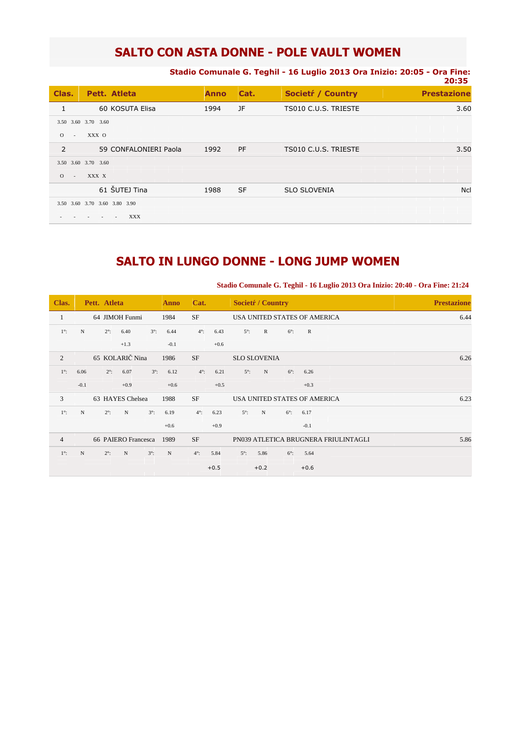# SALTO CON ASTA DONNE - POLE VAULT WOMEN

**Stadio Comunale G. Teghil - 16 Luglio 2013 Ora Inizio: 20:05 - Ora Fine: 20:35**

| Clas. | Pett. | Atleta | Anno | Cat. | Societŕ / Country | Prestazione |
|---|---|---|---|---|---|---|
| 1 | 60 | KOSUTA Elisa | 1994 | JF | TS010 C.U.S. TRIESTE | 3.60 |
| 3.50 3.60 3.70 3.60 | | | | | | |
| O - XXX O | | | | | | |
| 2 | 59 | CONFALONIERI Paola | 1992 | PF | TS010 C.U.S. TRIESTE | 3.50 |
| 3.50 3.60 3.70 3.60 | | | | | | |
| O - XXX X | | | | | | |
| | 61 | ŠUTEJ Tina | 1988 | SF | SLO SLOVENIA | Ncl |
| 3.50 3.60 3.70 3.60 3.80 3.90 | | | | | | |
| - - - - - XXX | | | | | | |

# SALTO IN LUNGO DONNE - LONG JUMP WOMEN

**Stadio Comunale G. Teghil - 16 Luglio 2013 Ora Inizio: 20:40 - Ora Fine: 21:24**

| Clas. | Pett. | Atleta | Anno | Cat. | Societŕ / Country | Prestazione |
|---|---|---|---|---|---|---|
| 1 | 64 | JIMOH Funmi | 1984 | SF | USA UNITED STATES OF AMERICA | 6.44 |
| 1°: N | 2°: 6.40 +1.3 | 3°: 6.44 -0.1 | 4°: 6.43 +0.6 | 5°: R | 6°: R | |
| 2 | 65 | KOLARIČ Nina | 1986 | SF | SLO SLOVENIA | 6.26 |
| 1°: 6.06 -0.1 | 2°: 6.07 +0.9 | 3°: 6.12 +0.6 | 4°: 6.21 +0.5 | 5°: N | 6°: 6.26 +0.3 | |
| 3 | 63 | HAYES Chelsea | 1988 | SF | USA UNITED STATES OF AMERICA | 6.23 |
| 1°: N | 2°: N | 3°: 6.19 +0.6 | 4°: 6.23 +0.9 | 5°: N | 6°: 6.17 -0.1 | |
| 4 | 66 | PAIERO Francesca | 1989 | SF | PN039 ATLETICA BRUGNERA FRIULINTAGLI | 5.86 |
| 1°: N | 2°: N | 3°: N | 4°: 5.84 +0.5 | 5°: 5.86 +0.2 | 6°: 5.64 +0.6 | |